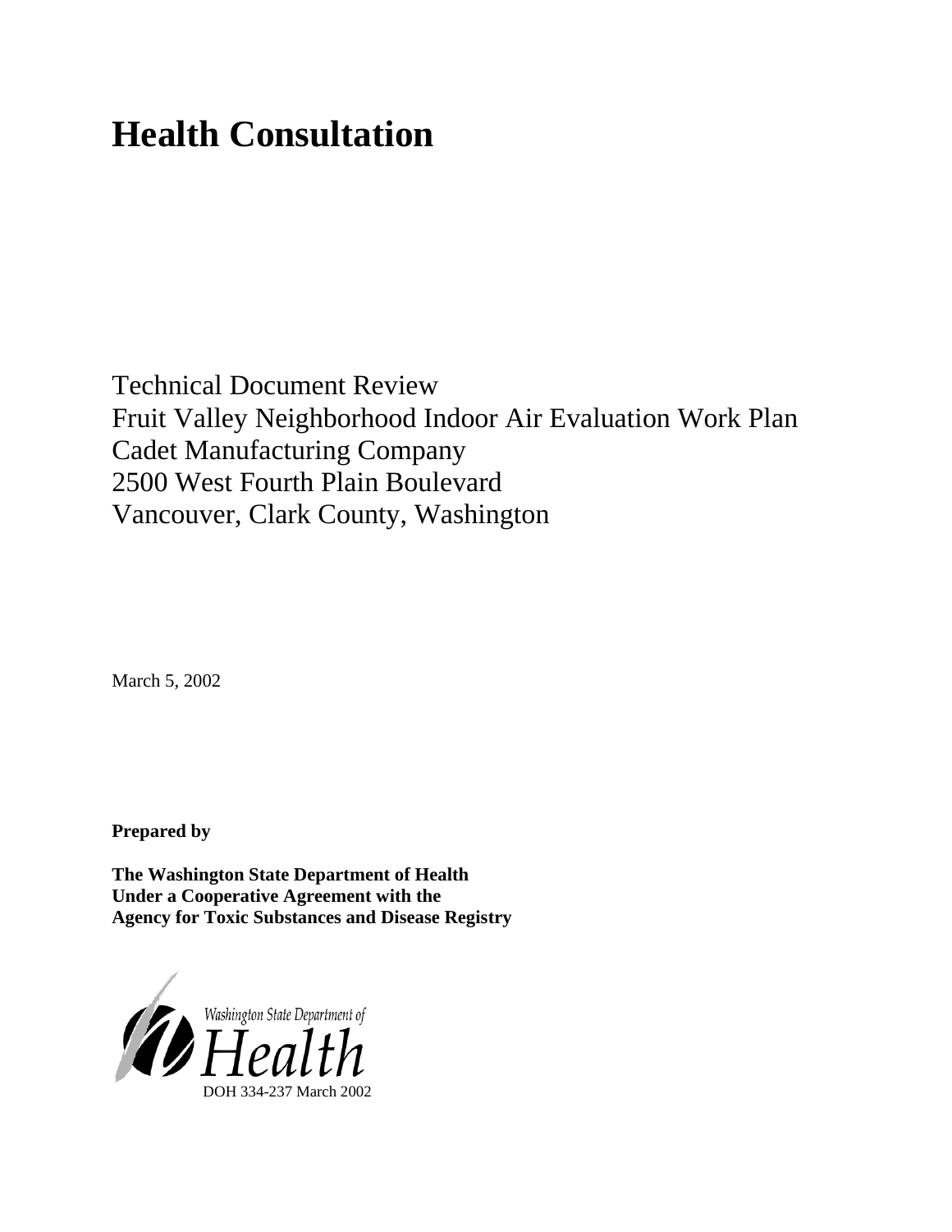# Health Consultation

Technical Document Review
Fruit Valley Neighborhood Indoor Air Evaluation Work Plan
Cadet Manufacturing Company
2500 West Fourth Plain Boulevard
Vancouver, Clark County, Washington

March 5, 2002

**Prepared by**

**The Washington State Department of Health**
**Under a Cooperative Agreement with the**
**Agency for Toxic Substances and Disease Registry**

Washington State Department of Health

DOH 334-237 March 2002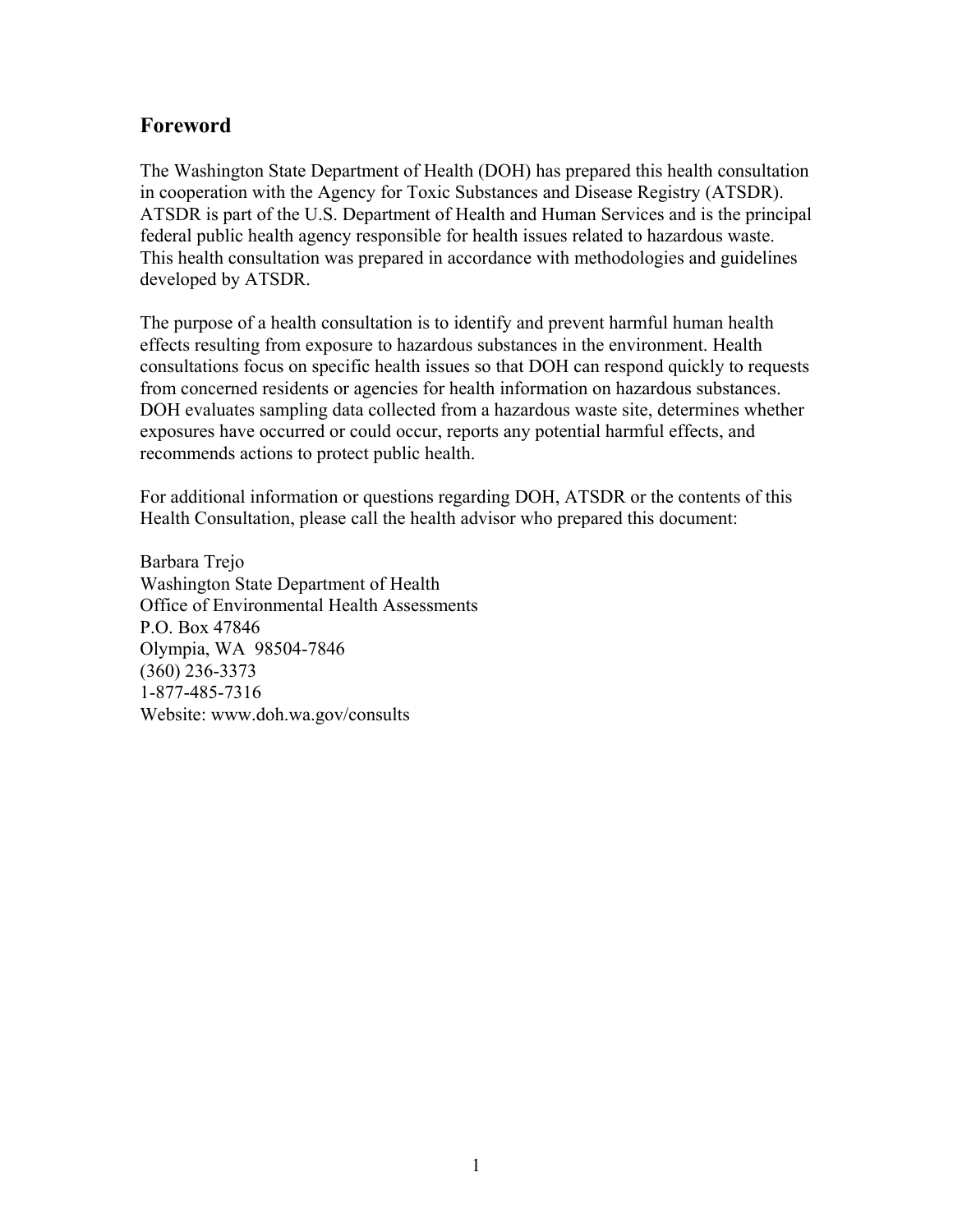## Foreword

The Washington State Department of Health (DOH) has prepared this health consultation in cooperation with the Agency for Toxic Substances and Disease Registry (ATSDR). ATSDR is part of the U.S. Department of Health and Human Services and is the principal federal public health agency responsible for health issues related to hazardous waste. This health consultation was prepared in accordance with methodologies and guidelines developed by ATSDR.

The purpose of a health consultation is to identify and prevent harmful human health effects resulting from exposure to hazardous substances in the environment. Health consultations focus on specific health issues so that DOH can respond quickly to requests from concerned residents or agencies for health information on hazardous substances. DOH evaluates sampling data collected from a hazardous waste site, determines whether exposures have occurred or could occur, reports any potential harmful effects, and recommends actions to protect public health.

For additional information or questions regarding DOH, ATSDR or the contents of this Health Consultation, please call the health advisor who prepared this document:

Barbara Trejo
Washington State Department of Health
Office of Environmental Health Assessments
P.O. Box 47846
Olympia, WA 98504-7846
(360) 236-3373
1-877-485-7316
Website: www.doh.wa.gov/consults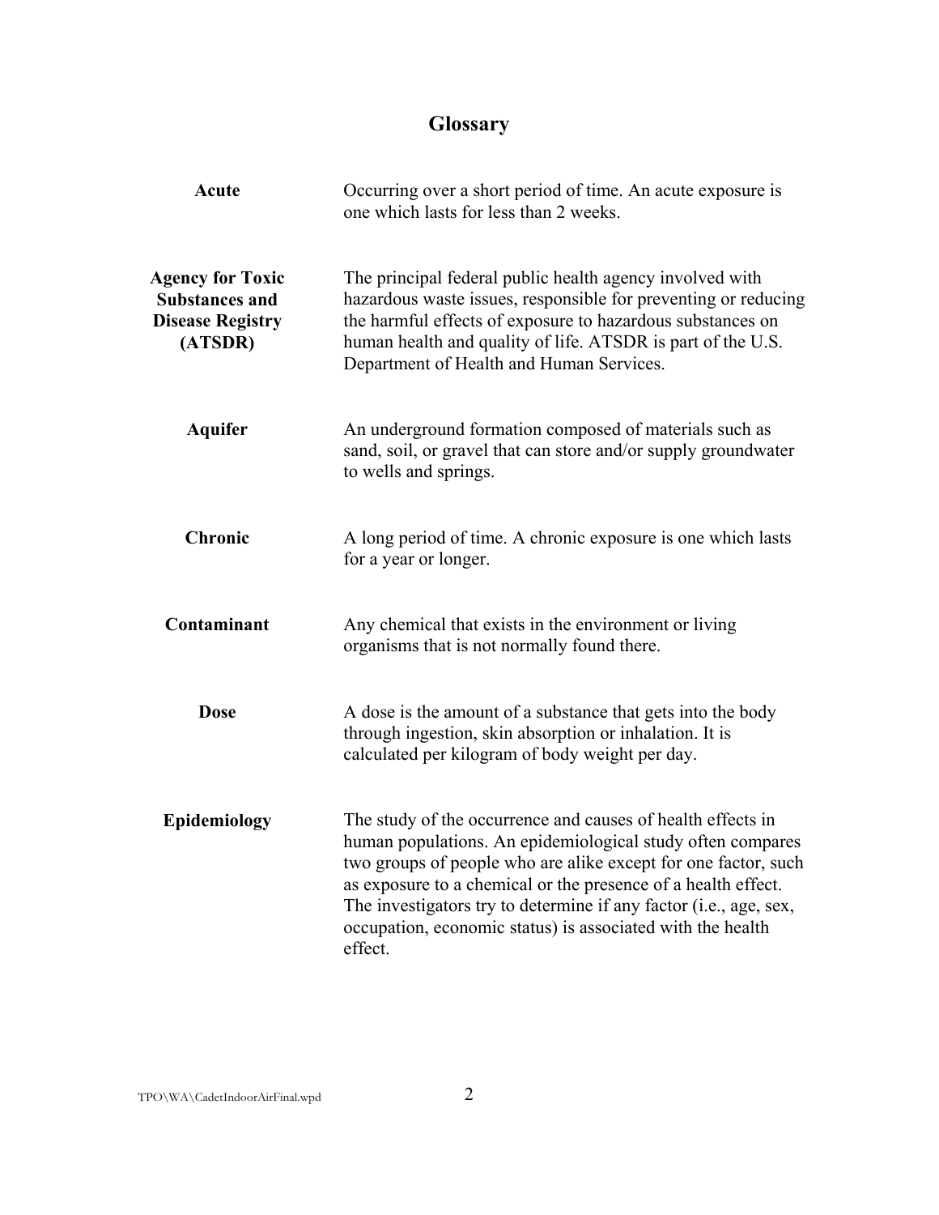# Glossary

**Acute**
Occurring over a short period of time. An acute exposure is one which lasts for less than 2 weeks.

**Agency for Toxic Substances and Disease Registry (ATSDR)**
The principal federal public health agency involved with hazardous waste issues, responsible for preventing or reducing the harmful effects of exposure to hazardous substances on human health and quality of life. ATSDR is part of the U.S. Department of Health and Human Services.

**Aquifer**
An underground formation composed of materials such as sand, soil, or gravel that can store and/or supply groundwater to wells and springs.

**Chronic**
A long period of time. A chronic exposure is one which lasts for a year or longer.

**Contaminant**
Any chemical that exists in the environment or living organisms that is not normally found there.

**Dose**
A dose is the amount of a substance that gets into the body through ingestion, skin absorption or inhalation. It is calculated per kilogram of body weight per day.

**Epidemiology**
The study of the occurrence and causes of health effects in human populations. An epidemiological study often compares two groups of people who are alike except for one factor, such as exposure to a chemical or the presence of a health effect. The investigators try to determine if any factor (i.e., age, sex, occupation, economic status) is associated with the health effect.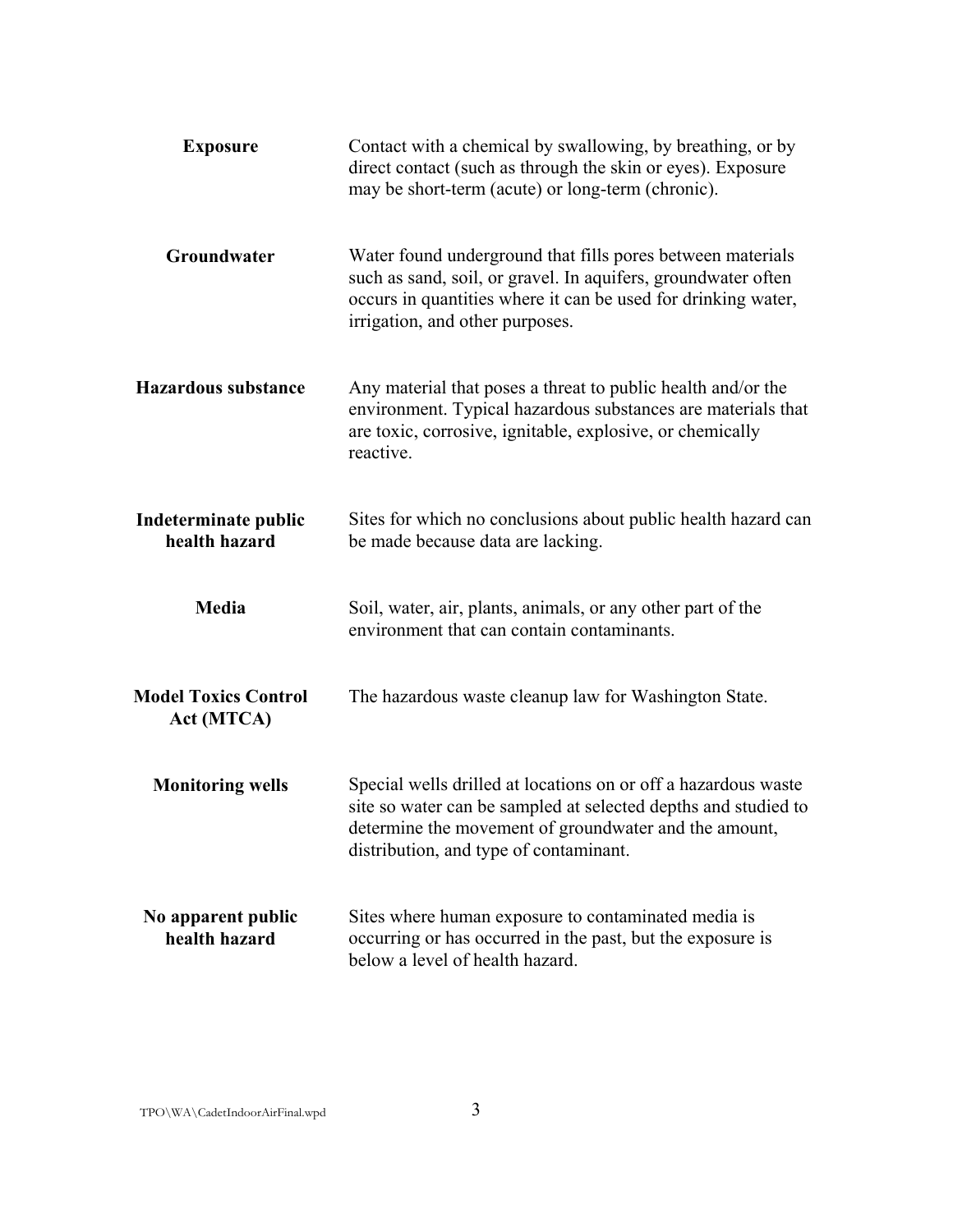**Exposure**

Contact with a chemical by swallowing, by breathing, or by direct contact (such as through the skin or eyes). Exposure may be short-term (acute) or long-term (chronic).

**Groundwater**

Water found underground that fills pores between materials such as sand, soil, or gravel. In aquifers, groundwater often occurs in quantities where it can be used for drinking water, irrigation, and other purposes.

**Hazardous substance**

Any material that poses a threat to public health and/or the environment. Typical hazardous substances are materials that are toxic, corrosive, ignitable, explosive, or chemically reactive.

**Indeterminate public health hazard**

Sites for which no conclusions about public health hazard can be made because data are lacking.

**Media**

Soil, water, air, plants, animals, or any other part of the environment that can contain contaminants.

**Model Toxics Control Act (MTCA)**

The hazardous waste cleanup law for Washington State.

**Monitoring wells**

Special wells drilled at locations on or off a hazardous waste site so water can be sampled at selected depths and studied to determine the movement of groundwater and the amount, distribution, and type of contaminant.

**No apparent public health hazard**

Sites where human exposure to contaminated media is occurring or has occurred in the past, but the exposure is below a level of health hazard.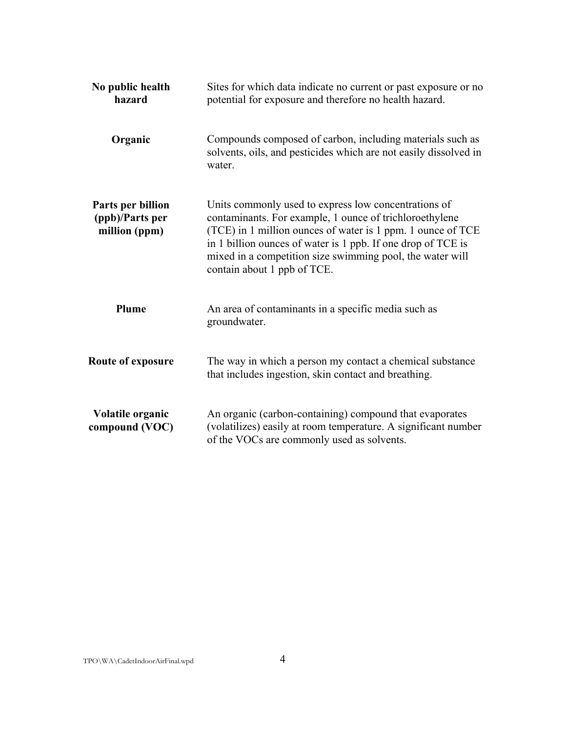| | |
|---|---|
| **No public health hazard** | Sites for which data indicate no current or past exposure or no potential for exposure and therefore no health hazard. |
| **Organic** | Compounds composed of carbon, including materials such as solvents, oils, and pesticides which are not easily dissolved in water. |
| **Parts per billion (ppb)/Parts per million (ppm)** | Units commonly used to express low concentrations of contaminants. For example, 1 ounce of trichloroethylene (TCE) in 1 million ounces of water is 1 ppm. 1 ounce of TCE in 1 billion ounces of water is 1 ppb. If one drop of TCE is mixed in a competition size swimming pool, the water will contain about 1 ppb of TCE. |
| **Plume** | An area of contaminants in a specific media such as groundwater. |
| **Route of exposure** | The way in which a person my contact a chemical substance that includes ingestion, skin contact and breathing. |
| **Volatile organic compound (VOC)** | An organic (carbon-containing) compound that evaporates (volatilizes) easily at room temperature. A significant number of the VOCs are commonly used as solvents. |

TPO\WA\CadetIndoorAirFinal.wpd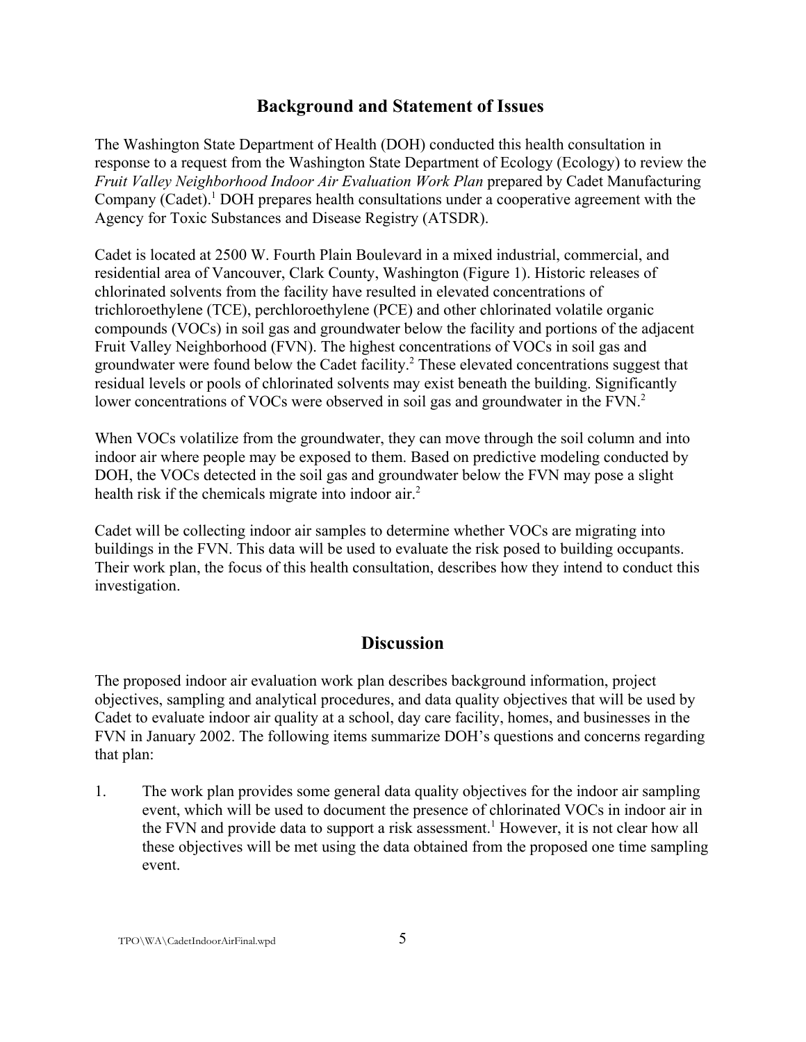## Background and Statement of Issues

The Washington State Department of Health (DOH) conducted this health consultation in response to a request from the Washington State Department of Ecology (Ecology) to review the *Fruit Valley Neighborhood Indoor Air Evaluation Work Plan* prepared by Cadet Manufacturing Company (Cadet).[1] DOH prepares health consultations under a cooperative agreement with the Agency for Toxic Substances and Disease Registry (ATSDR).

Cadet is located at 2500 W. Fourth Plain Boulevard in a mixed industrial, commercial, and residential area of Vancouver, Clark County, Washington (Figure 1). Historic releases of chlorinated solvents from the facility have resulted in elevated concentrations of trichloroethylene (TCE), perchloroethylene (PCE) and other chlorinated volatile organic compounds (VOCs) in soil gas and groundwater below the facility and portions of the adjacent Fruit Valley Neighborhood (FVN). The highest concentrations of VOCs in soil gas and groundwater were found below the Cadet facility.[2] These elevated concentrations suggest that residual levels or pools of chlorinated solvents may exist beneath the building. Significantly lower concentrations of VOCs were observed in soil gas and groundwater in the FVN.[2]

When VOCs volatilize from the groundwater, they can move through the soil column and into indoor air where people may be exposed to them. Based on predictive modeling conducted by DOH, the VOCs detected in the soil gas and groundwater below the FVN may pose a slight health risk if the chemicals migrate into indoor air.[2]

Cadet will be collecting indoor air samples to determine whether VOCs are migrating into buildings in the FVN. This data will be used to evaluate the risk posed to building occupants. Their work plan, the focus of this health consultation, describes how they intend to conduct this investigation.

## Discussion

The proposed indoor air evaluation work plan describes background information, project objectives, sampling and analytical procedures, and data quality objectives that will be used by Cadet to evaluate indoor air quality at a school, day care facility, homes, and businesses in the FVN in January 2002. The following items summarize DOH's questions and concerns regarding that plan:

1. The work plan provides some general data quality objectives for the indoor air sampling event, which will be used to document the presence of chlorinated VOCs in indoor air in the FVN and provide data to support a risk assessment.[1] However, it is not clear how all these objectives will be met using the data obtained from the proposed one time sampling event.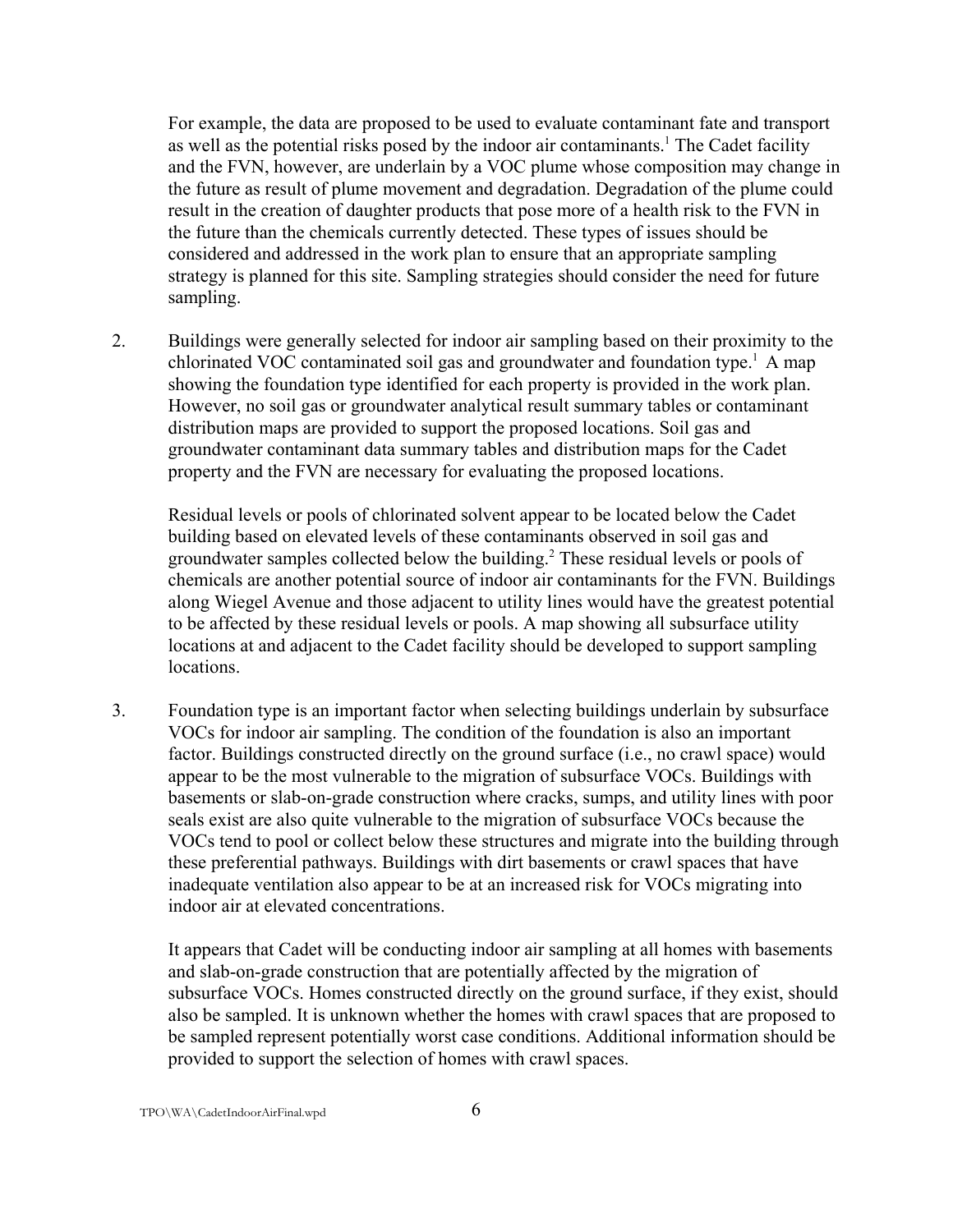For example, the data are proposed to be used to evaluate contaminant fate and transport as well as the potential risks posed by the indoor air contaminants.[1] The Cadet facility and the FVN, however, are underlain by a VOC plume whose composition may change in the future as result of plume movement and degradation. Degradation of the plume could result in the creation of daughter products that pose more of a health risk to the FVN in the future than the chemicals currently detected. These types of issues should be considered and addressed in the work plan to ensure that an appropriate sampling strategy is planned for this site. Sampling strategies should consider the need for future sampling.

2. Buildings were generally selected for indoor air sampling based on their proximity to the chlorinated VOC contaminated soil gas and groundwater and foundation type.[1] A map showing the foundation type identified for each property is provided in the work plan. However, no soil gas or groundwater analytical result summary tables or contaminant distribution maps are provided to support the proposed locations. Soil gas and groundwater contaminant data summary tables and distribution maps for the Cadet property and the FVN are necessary for evaluating the proposed locations.

   Residual levels or pools of chlorinated solvent appear to be located below the Cadet building based on elevated levels of these contaminants observed in soil gas and groundwater samples collected below the building.[2] These residual levels or pools of chemicals are another potential source of indoor air contaminants for the FVN. Buildings along Wiegel Avenue and those adjacent to utility lines would have the greatest potential to be affected by these residual levels or pools. A map showing all subsurface utility locations at and adjacent to the Cadet facility should be developed to support sampling locations.

3. Foundation type is an important factor when selecting buildings underlain by subsurface VOCs for indoor air sampling. The condition of the foundation is also an important factor. Buildings constructed directly on the ground surface (i.e., no crawl space) would appear to be the most vulnerable to the migration of subsurface VOCs. Buildings with basements or slab-on-grade construction where cracks, sumps, and utility lines with poor seals exist are also quite vulnerable to the migration of subsurface VOCs because the VOCs tend to pool or collect below these structures and migrate into the building through these preferential pathways. Buildings with dirt basements or crawl spaces that have inadequate ventilation also appear to be at an increased risk for VOCs migrating into indoor air at elevated concentrations.

   It appears that Cadet will be conducting indoor air sampling at all homes with basements and slab-on-grade construction that are potentially affected by the migration of subsurface VOCs. Homes constructed directly on the ground surface, if they exist, should also be sampled. It is unknown whether the homes with crawl spaces that are proposed to be sampled represent potentially worst case conditions. Additional information should be provided to support the selection of homes with crawl spaces.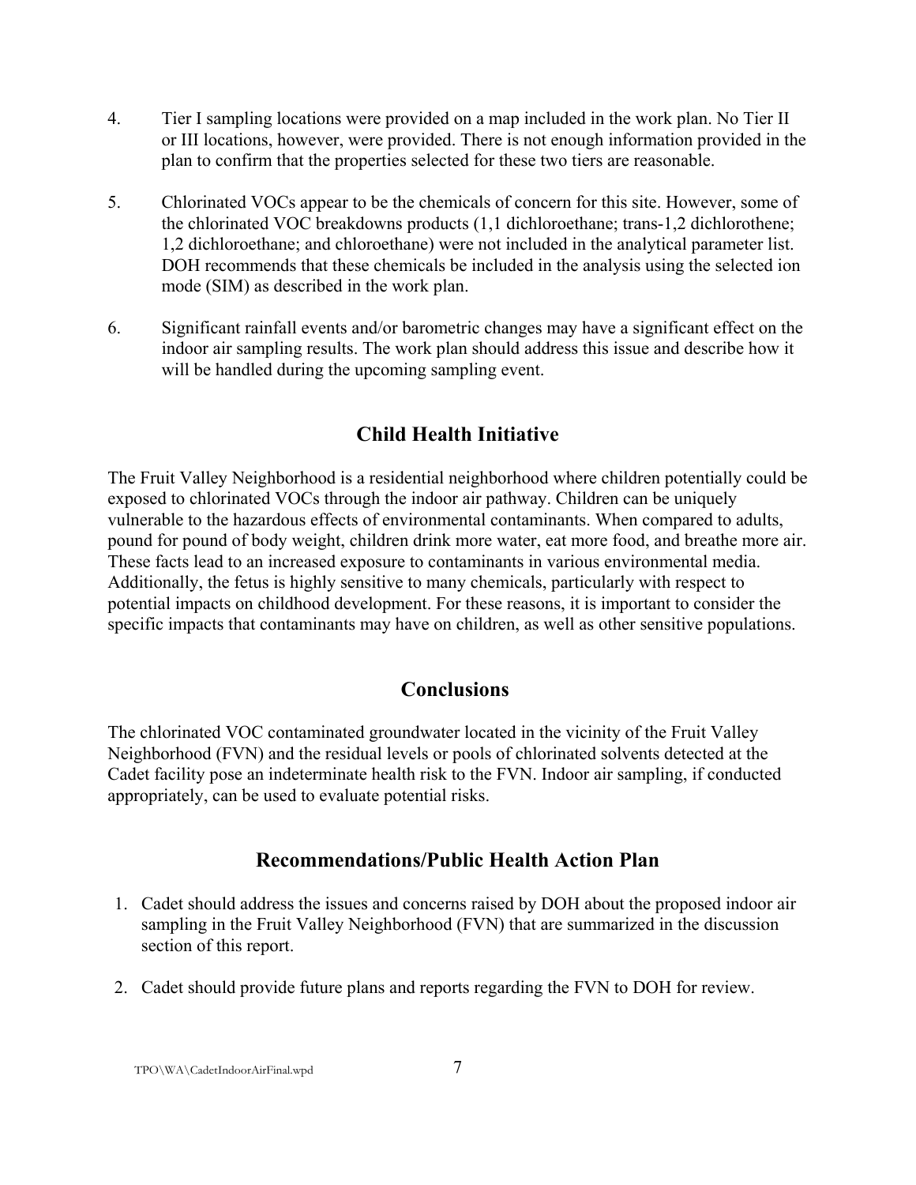4. Tier I sampling locations were provided on a map included in the work plan. No Tier II or III locations, however, were provided. There is not enough information provided in the plan to confirm that the properties selected for these two tiers are reasonable.

5. Chlorinated VOCs appear to be the chemicals of concern for this site. However, some of the chlorinated VOC breakdowns products (1,1 dichloroethane; trans-1,2 dichlorothene; 1,2 dichloroethane; and chloroethane) were not included in the analytical parameter list. DOH recommends that these chemicals be included in the analysis using the selected ion mode (SIM) as described in the work plan.

6. Significant rainfall events and/or barometric changes may have a significant effect on the indoor air sampling results. The work plan should address this issue and describe how it will be handled during the upcoming sampling event.

## Child Health Initiative

The Fruit Valley Neighborhood is a residential neighborhood where children potentially could be exposed to chlorinated VOCs through the indoor air pathway. Children can be uniquely vulnerable to the hazardous effects of environmental contaminants. When compared to adults, pound for pound of body weight, children drink more water, eat more food, and breathe more air. These facts lead to an increased exposure to contaminants in various environmental media. Additionally, the fetus is highly sensitive to many chemicals, particularly with respect to potential impacts on childhood development. For these reasons, it is important to consider the specific impacts that contaminants may have on children, as well as other sensitive populations.

## Conclusions

The chlorinated VOC contaminated groundwater located in the vicinity of the Fruit Valley Neighborhood (FVN) and the residual levels or pools of chlorinated solvents detected at the Cadet facility pose an indeterminate health risk to the FVN. Indoor air sampling, if conducted appropriately, can be used to evaluate potential risks.

## Recommendations/Public Health Action Plan

1. Cadet should address the issues and concerns raised by DOH about the proposed indoor air sampling in the Fruit Valley Neighborhood (FVN) that are summarized in the discussion section of this report.

2. Cadet should provide future plans and reports regarding the FVN to DOH for review.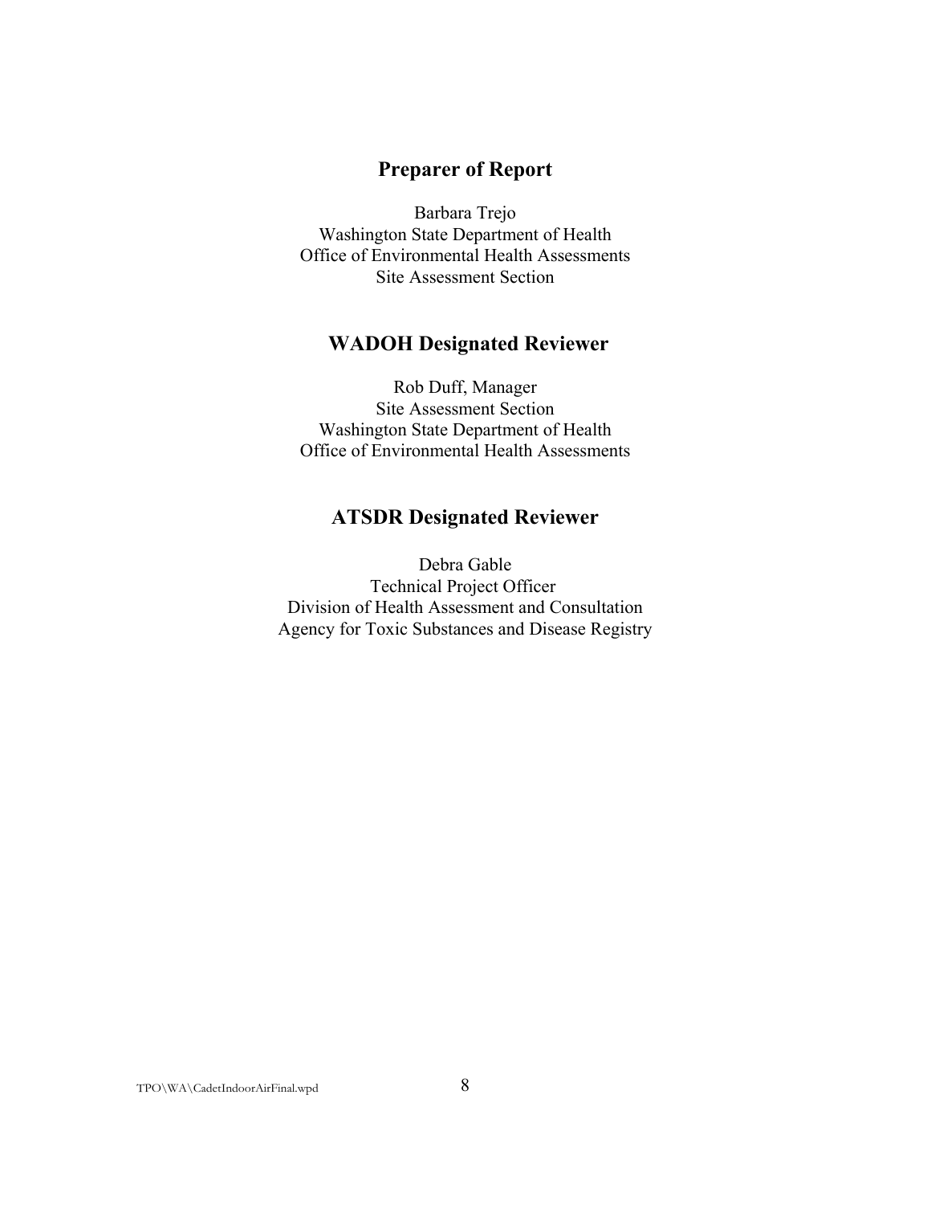## Preparer of Report

Barbara Trejo
Washington State Department of Health
Office of Environmental Health Assessments
Site Assessment Section

## WADOH Designated Reviewer

Rob Duff, Manager
Site Assessment Section
Washington State Department of Health
Office of Environmental Health Assessments

## ATSDR Designated Reviewer

Debra Gable
Technical Project Officer
Division of Health Assessment and Consultation
Agency for Toxic Substances and Disease Registry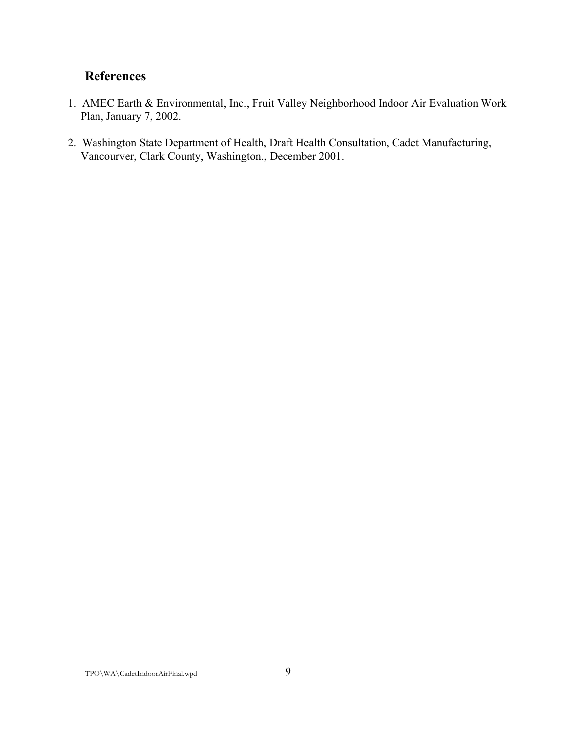## References

1. AMEC Earth & Environmental, Inc., Fruit Valley Neighborhood Indoor Air Evaluation Work Plan, January 7, 2002.

2. Washington State Department of Health, Draft Health Consultation, Cadet Manufacturing, Vancourver, Clark County, Washington., December 2001.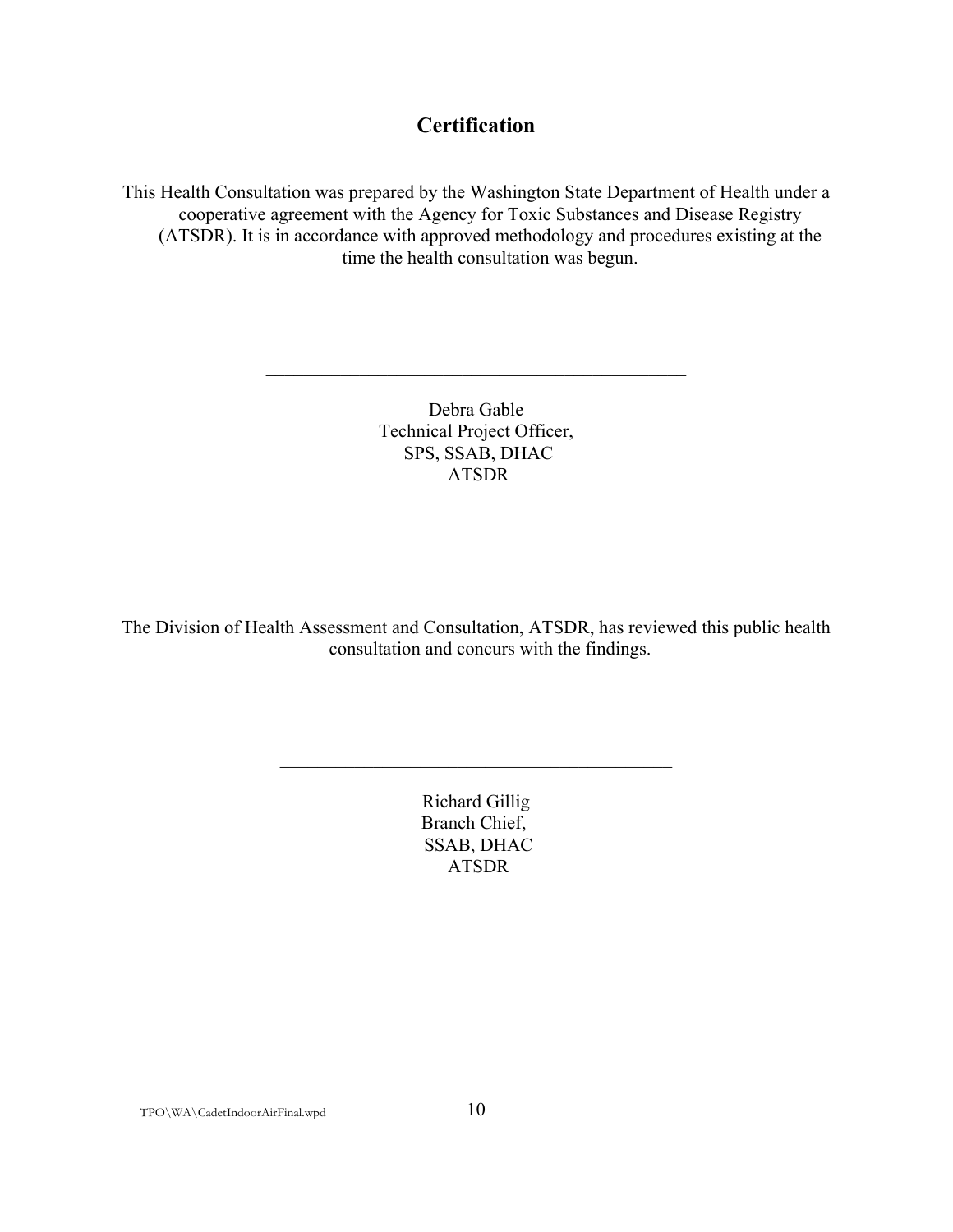# Certification

This Health Consultation was prepared by the Washington State Department of Health under a cooperative agreement with the Agency for Toxic Substances and Disease Registry (ATSDR). It is in accordance with approved methodology and procedures existing at the time the health consultation was begun.

\_\_\_\_\_\_\_\_\_\_\_\_\_\_\_\_\_\_\_\_\_\_\_\_\_\_\_\_\_\_\_\_\_\_\_\_\_\_\_\_\_\_\_\_

Debra Gable
Technical Project Officer,
SPS, SSAB, DHAC
ATSDR

The Division of Health Assessment and Consultation, ATSDR, has reviewed this public health consultation and concurs with the findings.

\_\_\_\_\_\_\_\_\_\_\_\_\_\_\_\_\_\_\_\_\_\_\_\_\_\_\_\_\_\_\_\_\_\_\_\_\_\_\_\_\_\_\_\_

Richard Gillig
Branch Chief,
SSAB, DHAC
ATSDR

TPO\WA\CadetIndoorAirFinal.wpd